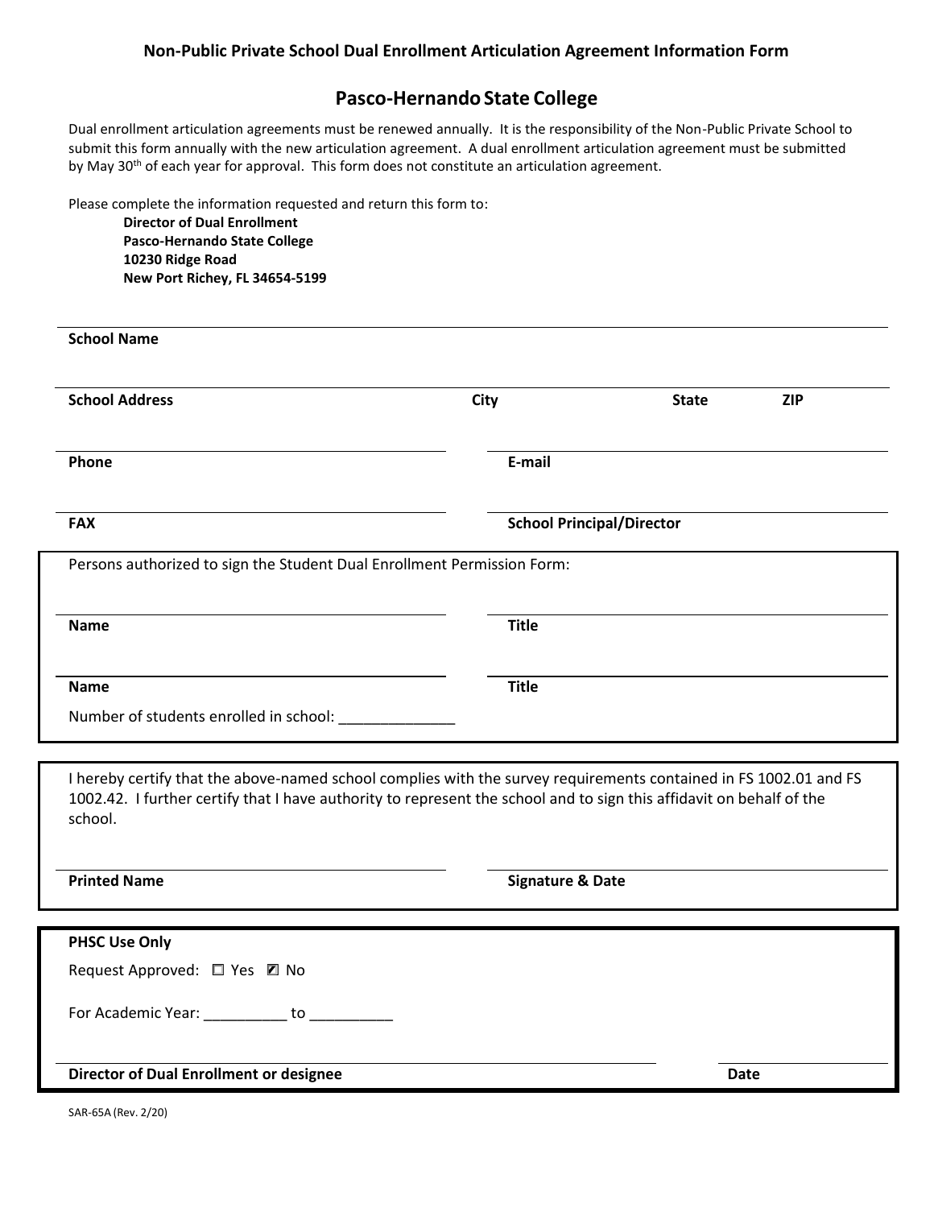**Non-Public Private School Dual Enrollment Articulation Agreement Information Form**

# Pasco-Hernando State College

Dual enrollment articulation agreements must be renewed annually. It is the responsibility of the Non-Public Private School to submit this form annually with the new articulation agreement. A dual enrollment articulation agreement must be submitted by May 30th of each year for approval. This form does not constitute an articulation agreement.

Please complete the information requested and return this form to:

**Director of Dual Enrollment**
**Pasco-Hernando State College**
**10230 Ridge Road**
**New Port Richey, FL 34654-5199**

**School Name**

**School Address** | **City** | **State** | **ZIP**

**Phone** | **E-mail**

**FAX** | **School Principal/Director**

Persons authorized to sign the Student Dual Enrollment Permission Form:

**Name** | **Title**

**Name** | **Title**

Number of students enrolled in school: ______________

I hereby certify that the above-named school complies with the survey requirements contained in FS 1002.01 and FS 1002.42. I further certify that I have authority to represent the school and to sign this affidavit on behalf of the school.

**Printed Name** | **Signature & Date**

**PHSC Use Only**

Request Approved: ☐ Yes ☑ No

For Academic Year: __________ to __________

**Director of Dual Enrollment or designee** | **Date**

SAR-65A (Rev. 2/20)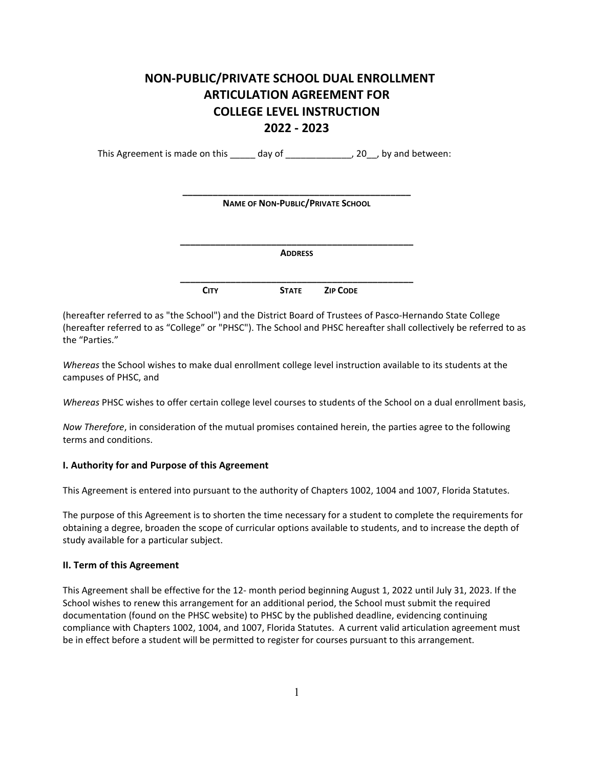# NON-PUBLIC/PRIVATE SCHOOL DUAL ENROLLMENT ARTICULATION AGREEMENT FOR COLLEGE LEVEL INSTRUCTION 2022 - 2023

This Agreement is made on this _____ day of _____________, 20__, by and between:

_____________________________________________
**NAME OF NON-PUBLIC/PRIVATE SCHOOL**

_____________________________________________
**ADDRESS**

_____________________________________________
**CITY** **STATE** **ZIP CODE**

(hereafter referred to as "the School") and the District Board of Trustees of Pasco-Hernando State College (hereafter referred to as "College" or "PHSC"). The School and PHSC hereafter shall collectively be referred to as the "Parties."

*Whereas* the School wishes to make dual enrollment college level instruction available to its students at the campuses of PHSC, and

*Whereas* PHSC wishes to offer certain college level courses to students of the School on a dual enrollment basis,

*Now Therefore*, in consideration of the mutual promises contained herein, the parties agree to the following terms and conditions.

### I. Authority for and Purpose of this Agreement

This Agreement is entered into pursuant to the authority of Chapters 1002, 1004 and 1007, Florida Statutes.

The purpose of this Agreement is to shorten the time necessary for a student to complete the requirements for obtaining a degree, broaden the scope of curricular options available to students, and to increase the depth of study available for a particular subject.

### II. Term of this Agreement

This Agreement shall be effective for the 12- month period beginning August 1, 2022 until July 31, 2023. If the School wishes to renew this arrangement for an additional period, the School must submit the required documentation (found on the PHSC website) to PHSC by the published deadline, evidencing continuing compliance with Chapters 1002, 1004, and 1007, Florida Statutes. A current valid articulation agreement must be in effect before a student will be permitted to register for courses pursuant to this arrangement.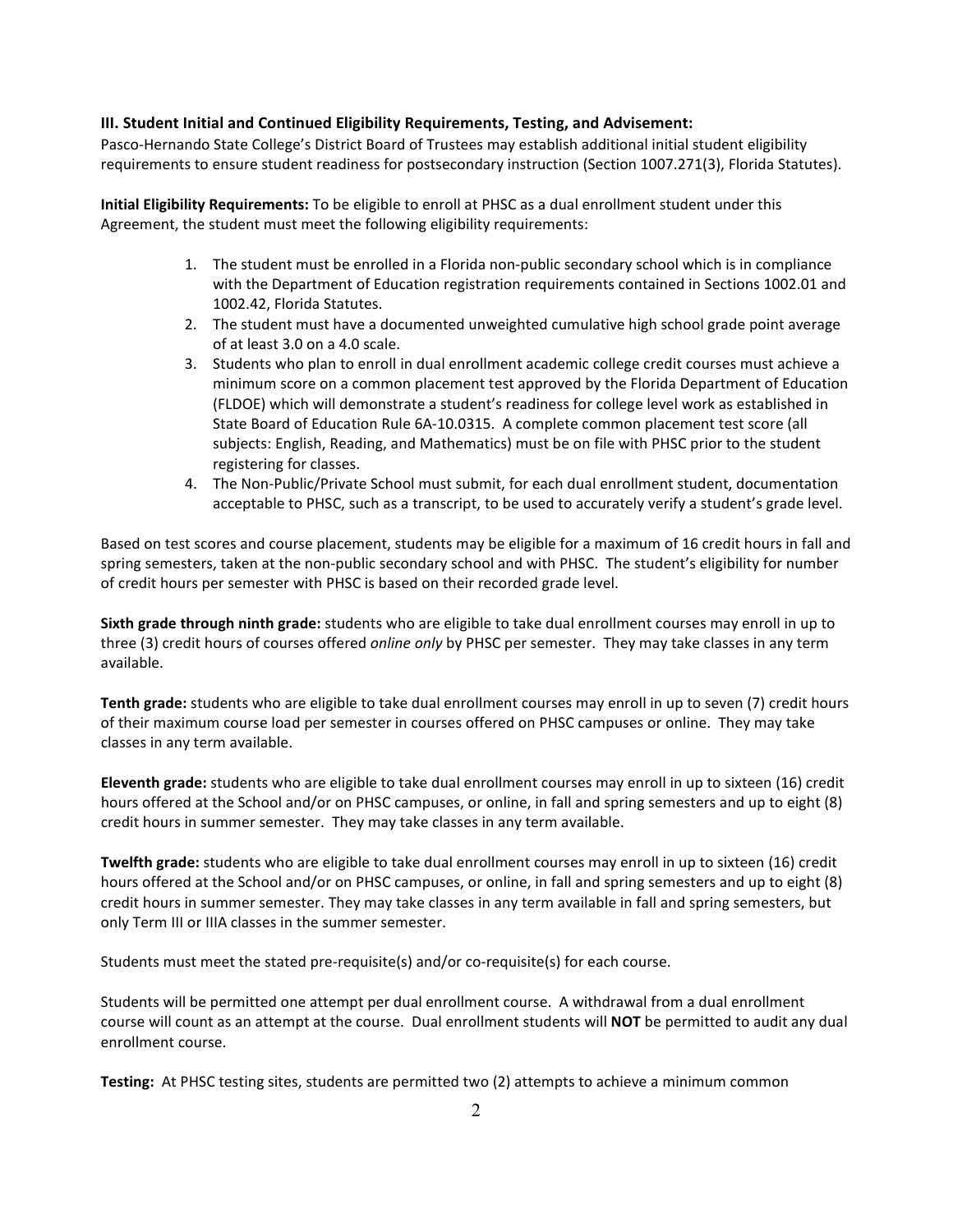### III. Student Initial and Continued Eligibility Requirements, Testing, and Advisement:

Pasco-Hernando State College's District Board of Trustees may establish additional initial student eligibility requirements to ensure student readiness for postsecondary instruction (Section 1007.271(3), Florida Statutes).

**Initial Eligibility Requirements:** To be eligible to enroll at PHSC as a dual enrollment student under this Agreement, the student must meet the following eligibility requirements:

1. The student must be enrolled in a Florida non-public secondary school which is in compliance with the Department of Education registration requirements contained in Sections 1002.01 and 1002.42, Florida Statutes.
2. The student must have a documented unweighted cumulative high school grade point average of at least 3.0 on a 4.0 scale.
3. Students who plan to enroll in dual enrollment academic college credit courses must achieve a minimum score on a common placement test approved by the Florida Department of Education (FLDOE) which will demonstrate a student's readiness for college level work as established in State Board of Education Rule 6A-10.0315. A complete common placement test score (all subjects: English, Reading, and Mathematics) must be on file with PHSC prior to the student registering for classes.
4. The Non-Public/Private School must submit, for each dual enrollment student, documentation acceptable to PHSC, such as a transcript, to be used to accurately verify a student's grade level.

Based on test scores and course placement, students may be eligible for a maximum of 16 credit hours in fall and spring semesters, taken at the non-public secondary school and with PHSC. The student's eligibility for number of credit hours per semester with PHSC is based on their recorded grade level.

**Sixth grade through ninth grade:** students who are eligible to take dual enrollment courses may enroll in up to three (3) credit hours of courses offered *online only* by PHSC per semester. They may take classes in any term available.

**Tenth grade:** students who are eligible to take dual enrollment courses may enroll in up to seven (7) credit hours of their maximum course load per semester in courses offered on PHSC campuses or online. They may take classes in any term available.

**Eleventh grade:** students who are eligible to take dual enrollment courses may enroll in up to sixteen (16) credit hours offered at the School and/or on PHSC campuses, or online, in fall and spring semesters and up to eight (8) credit hours in summer semester. They may take classes in any term available.

**Twelfth grade:** students who are eligible to take dual enrollment courses may enroll in up to sixteen (16) credit hours offered at the School and/or on PHSC campuses, or online, in fall and spring semesters and up to eight (8) credit hours in summer semester. They may take classes in any term available in fall and spring semesters, but only Term III or IIIA classes in the summer semester.

Students must meet the stated pre-requisite(s) and/or co-requisite(s) for each course.

Students will be permitted one attempt per dual enrollment course. A withdrawal from a dual enrollment course will count as an attempt at the course. Dual enrollment students will **NOT** be permitted to audit any dual enrollment course.

**Testing:** At PHSC testing sites, students are permitted two (2) attempts to achieve a minimum common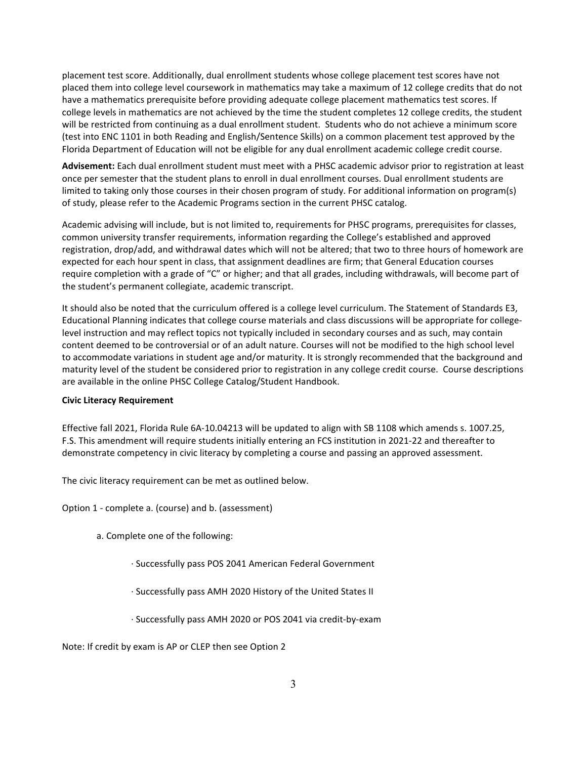placement test score. Additionally, dual enrollment students whose college placement test scores have not placed them into college level coursework in mathematics may take a maximum of 12 college credits that do not have a mathematics prerequisite before providing adequate college placement mathematics test scores. If college levels in mathematics are not achieved by the time the student completes 12 college credits, the student will be restricted from continuing as a dual enrollment student. Students who do not achieve a minimum score (test into ENC 1101 in both Reading and English/Sentence Skills) on a common placement test approved by the Florida Department of Education will not be eligible for any dual enrollment academic college credit course.

**Advisement:** Each dual enrollment student must meet with a PHSC academic advisor prior to registration at least once per semester that the student plans to enroll in dual enrollment courses. Dual enrollment students are limited to taking only those courses in their chosen program of study. For additional information on program(s) of study, please refer to the Academic Programs section in the current PHSC catalog.

Academic advising will include, but is not limited to, requirements for PHSC programs, prerequisites for classes, common university transfer requirements, information regarding the College's established and approved registration, drop/add, and withdrawal dates which will not be altered; that two to three hours of homework are expected for each hour spent in class, that assignment deadlines are firm; that General Education courses require completion with a grade of "C" or higher; and that all grades, including withdrawals, will become part of the student's permanent collegiate, academic transcript.

It should also be noted that the curriculum offered is a college level curriculum. The Statement of Standards E3, Educational Planning indicates that college course materials and class discussions will be appropriate for college-level instruction and may reflect topics not typically included in secondary courses and as such, may contain content deemed to be controversial or of an adult nature. Courses will not be modified to the high school level to accommodate variations in student age and/or maturity. It is strongly recommended that the background and maturity level of the student be considered prior to registration in any college credit course. Course descriptions are available in the online PHSC College Catalog/Student Handbook.

**Civic Literacy Requirement**

Effective fall 2021, Florida Rule 6A-10.04213 will be updated to align with SB 1108 which amends s. 1007.25, F.S. This amendment will require students initially entering an FCS institution in 2021-22 and thereafter to demonstrate competency in civic literacy by completing a course and passing an approved assessment.

The civic literacy requirement can be met as outlined below.

Option 1 - complete a. (course) and b. (assessment)

a. Complete one of the following:

- Successfully pass POS 2041 American Federal Government
- Successfully pass AMH 2020 History of the United States II
- Successfully pass AMH 2020 or POS 2041 via credit-by-exam

Note: If credit by exam is AP or CLEP then see Option 2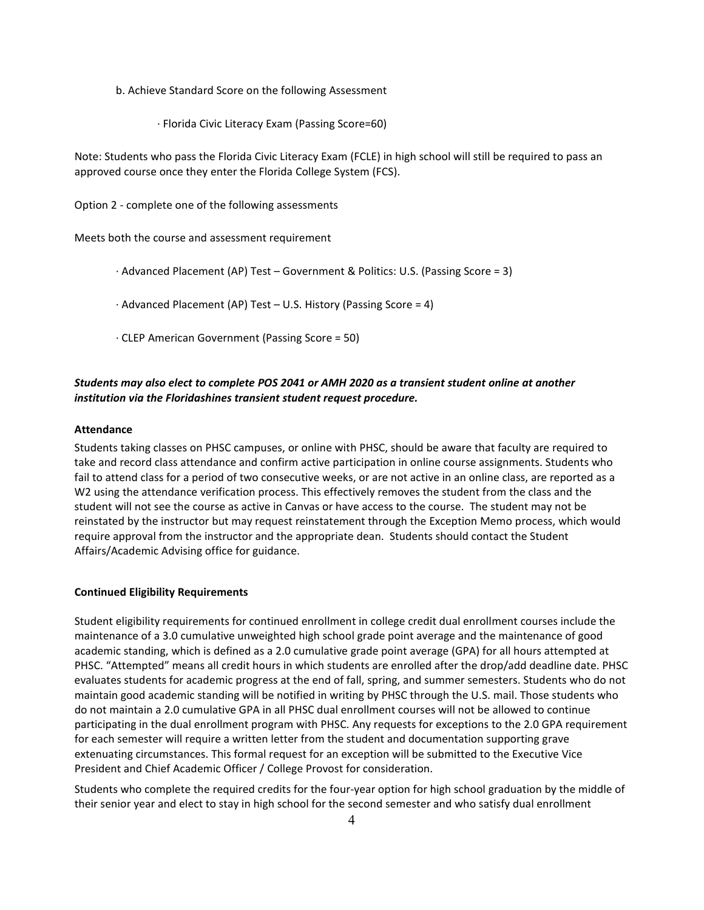b. Achieve Standard Score on the following Assessment

· Florida Civic Literacy Exam (Passing Score=60)

Note: Students who pass the Florida Civic Literacy Exam (FCLE) in high school will still be required to pass an approved course once they enter the Florida College System (FCS).

Option 2 - complete one of the following assessments

Meets both the course and assessment requirement

· Advanced Placement (AP) Test – Government & Politics: U.S. (Passing Score = 3)

· Advanced Placement (AP) Test – U.S. History (Passing Score = 4)

· CLEP American Government (Passing Score = 50)

***Students may also elect to complete POS 2041 or AMH 2020 as a transient student online at another institution via the Floridashines transient student request procedure.***

**Attendance**

Students taking classes on PHSC campuses, or online with PHSC, should be aware that faculty are required to take and record class attendance and confirm active participation in online course assignments. Students who fail to attend class for a period of two consecutive weeks, or are not active in an online class, are reported as a W2 using the attendance verification process. This effectively removes the student from the class and the student will not see the course as active in Canvas or have access to the course. The student may not be reinstated by the instructor but may request reinstatement through the Exception Memo process, which would require approval from the instructor and the appropriate dean. Students should contact the Student Affairs/Academic Advising office for guidance.

**Continued Eligibility Requirements**

Student eligibility requirements for continued enrollment in college credit dual enrollment courses include the maintenance of a 3.0 cumulative unweighted high school grade point average and the maintenance of good academic standing, which is defined as a 2.0 cumulative grade point average (GPA) for all hours attempted at PHSC. "Attempted" means all credit hours in which students are enrolled after the drop/add deadline date. PHSC evaluates students for academic progress at the end of fall, spring, and summer semesters. Students who do not maintain good academic standing will be notified in writing by PHSC through the U.S. mail. Those students who do not maintain a 2.0 cumulative GPA in all PHSC dual enrollment courses will not be allowed to continue participating in the dual enrollment program with PHSC. Any requests for exceptions to the 2.0 GPA requirement for each semester will require a written letter from the student and documentation supporting grave extenuating circumstances. This formal request for an exception will be submitted to the Executive Vice President and Chief Academic Officer / College Provost for consideration.

Students who complete the required credits for the four-year option for high school graduation by the middle of their senior year and elect to stay in high school for the second semester and who satisfy dual enrollment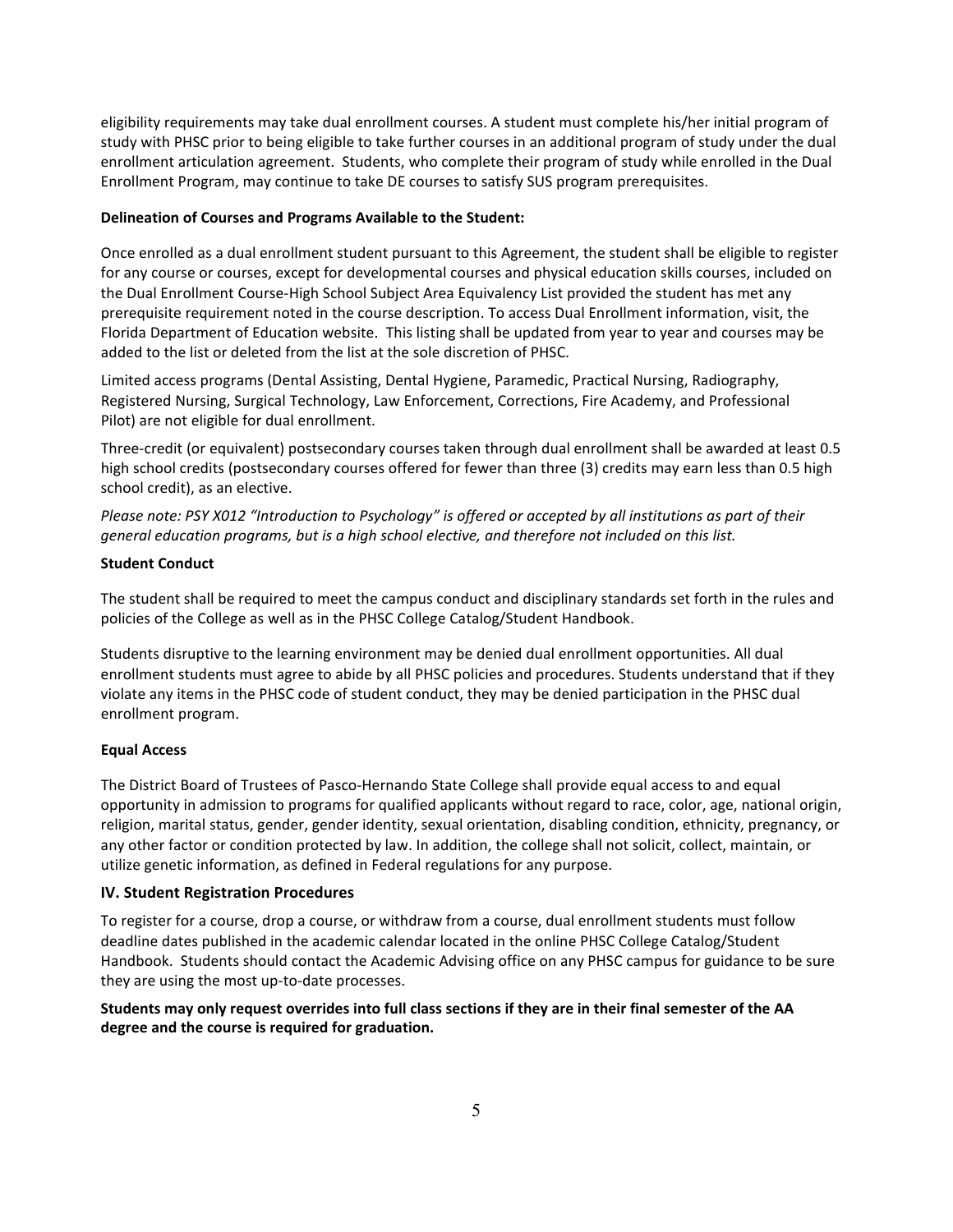eligibility requirements may take dual enrollment courses. A student must complete his/her initial program of study with PHSC prior to being eligible to take further courses in an additional program of study under the dual enrollment articulation agreement. Students, who complete their program of study while enrolled in the Dual Enrollment Program, may continue to take DE courses to satisfy SUS program prerequisites.

**Delineation of Courses and Programs Available to the Student:**

Once enrolled as a dual enrollment student pursuant to this Agreement, the student shall be eligible to register for any course or courses, except for developmental courses and physical education skills courses, included on the Dual Enrollment Course-High School Subject Area Equivalency List provided the student has met any prerequisite requirement noted in the course description. To access Dual Enrollment information, visit, the Florida Department of Education website. This listing shall be updated from year to year and courses may be added to the list or deleted from the list at the sole discretion of PHSC.

Limited access programs (Dental Assisting, Dental Hygiene, Paramedic, Practical Nursing, Radiography, Registered Nursing, Surgical Technology, Law Enforcement, Corrections, Fire Academy, and Professional Pilot) are not eligible for dual enrollment.

Three-credit (or equivalent) postsecondary courses taken through dual enrollment shall be awarded at least 0.5 high school credits (postsecondary courses offered for fewer than three (3) credits may earn less than 0.5 high school credit), as an elective.

*Please note: PSY X012 "Introduction to Psychology" is offered or accepted by all institutions as part of their general education programs, but is a high school elective, and therefore not included on this list.*

**Student Conduct**

The student shall be required to meet the campus conduct and disciplinary standards set forth in the rules and policies of the College as well as in the PHSC College Catalog/Student Handbook.

Students disruptive to the learning environment may be denied dual enrollment opportunities. All dual enrollment students must agree to abide by all PHSC policies and procedures. Students understand that if they violate any items in the PHSC code of student conduct, they may be denied participation in the PHSC dual enrollment program.

**Equal Access**

The District Board of Trustees of Pasco-Hernando State College shall provide equal access to and equal opportunity in admission to programs for qualified applicants without regard to race, color, age, national origin, religion, marital status, gender, gender identity, sexual orientation, disabling condition, ethnicity, pregnancy, or any other factor or condition protected by law. In addition, the college shall not solicit, collect, maintain, or utilize genetic information, as defined in Federal regulations for any purpose.

## IV. Student Registration Procedures

To register for a course, drop a course, or withdraw from a course, dual enrollment students must follow deadline dates published in the academic calendar located in the online PHSC College Catalog/Student Handbook. Students should contact the Academic Advising office on any PHSC campus for guidance to be sure they are using the most up-to-date processes.

**Students may only request overrides into full class sections if they are in their final semester of the AA degree and the course is required for graduation.**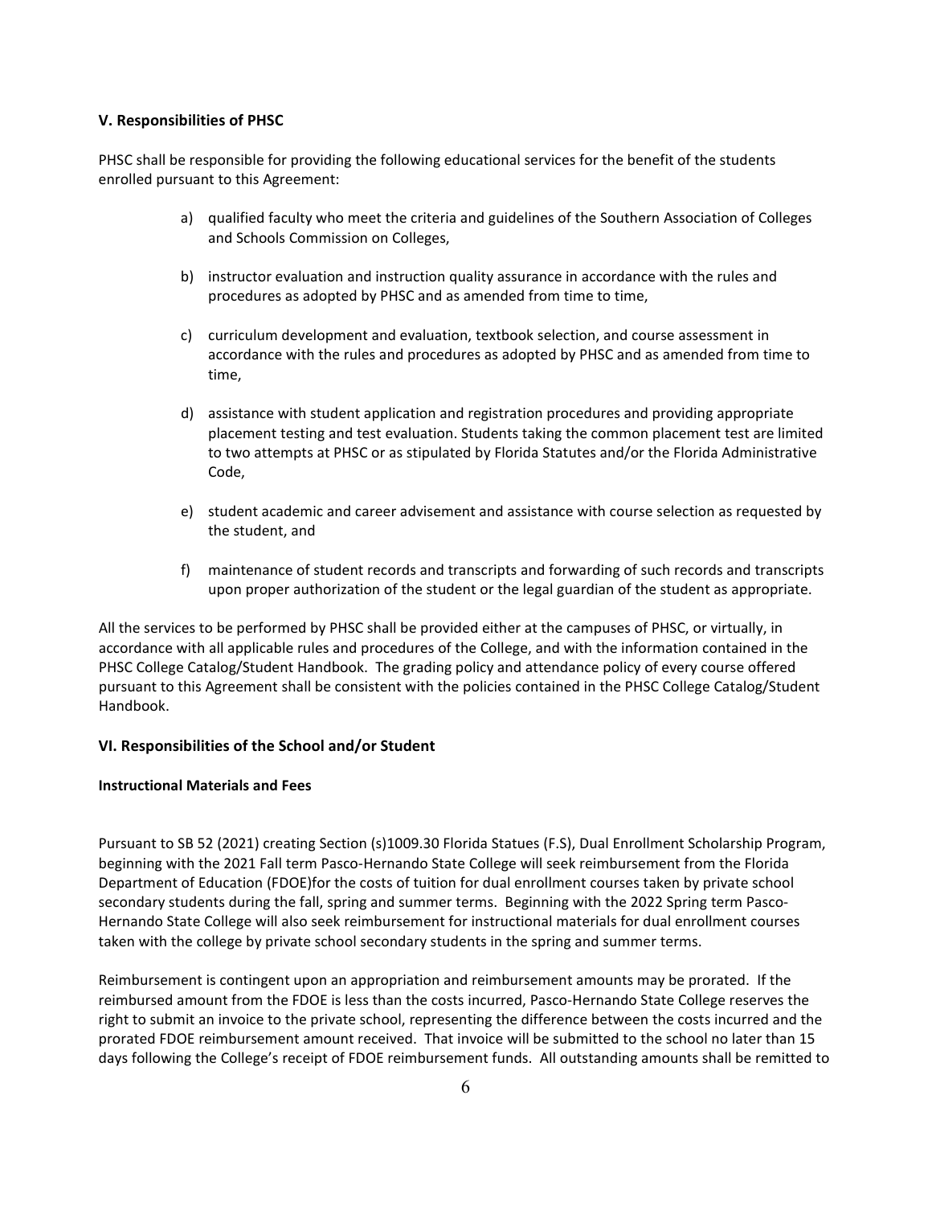### V. Responsibilities of PHSC

PHSC shall be responsible for providing the following educational services for the benefit of the students enrolled pursuant to this Agreement:

a) qualified faculty who meet the criteria and guidelines of the Southern Association of Colleges and Schools Commission on Colleges,

b) instructor evaluation and instruction quality assurance in accordance with the rules and procedures as adopted by PHSC and as amended from time to time,

c) curriculum development and evaluation, textbook selection, and course assessment in accordance with the rules and procedures as adopted by PHSC and as amended from time to time,

d) assistance with student application and registration procedures and providing appropriate placement testing and test evaluation. Students taking the common placement test are limited to two attempts at PHSC or as stipulated by Florida Statutes and/or the Florida Administrative Code,

e) student academic and career advisement and assistance with course selection as requested by the student, and

f) maintenance of student records and transcripts and forwarding of such records and transcripts upon proper authorization of the student or the legal guardian of the student as appropriate.

All the services to be performed by PHSC shall be provided either at the campuses of PHSC, or virtually, in accordance with all applicable rules and procedures of the College, and with the information contained in the PHSC College Catalog/Student Handbook. The grading policy and attendance policy of every course offered pursuant to this Agreement shall be consistent with the policies contained in the PHSC College Catalog/Student Handbook.

### VI. Responsibilities of the School and/or Student

**Instructional Materials and Fees**

Pursuant to SB 52 (2021) creating Section (s)1009.30 Florida Statues (F.S), Dual Enrollment Scholarship Program, beginning with the 2021 Fall term Pasco-Hernando State College will seek reimbursement from the Florida Department of Education (FDOE)for the costs of tuition for dual enrollment courses taken by private school secondary students during the fall, spring and summer terms. Beginning with the 2022 Spring term Pasco-Hernando State College will also seek reimbursement for instructional materials for dual enrollment courses taken with the college by private school secondary students in the spring and summer terms.

Reimbursement is contingent upon an appropriation and reimbursement amounts may be prorated. If the reimbursed amount from the FDOE is less than the costs incurred, Pasco-Hernando State College reserves the right to submit an invoice to the private school, representing the difference between the costs incurred and the prorated FDOE reimbursement amount received. That invoice will be submitted to the school no later than 15 days following the College's receipt of FDOE reimbursement funds. All outstanding amounts shall be remitted to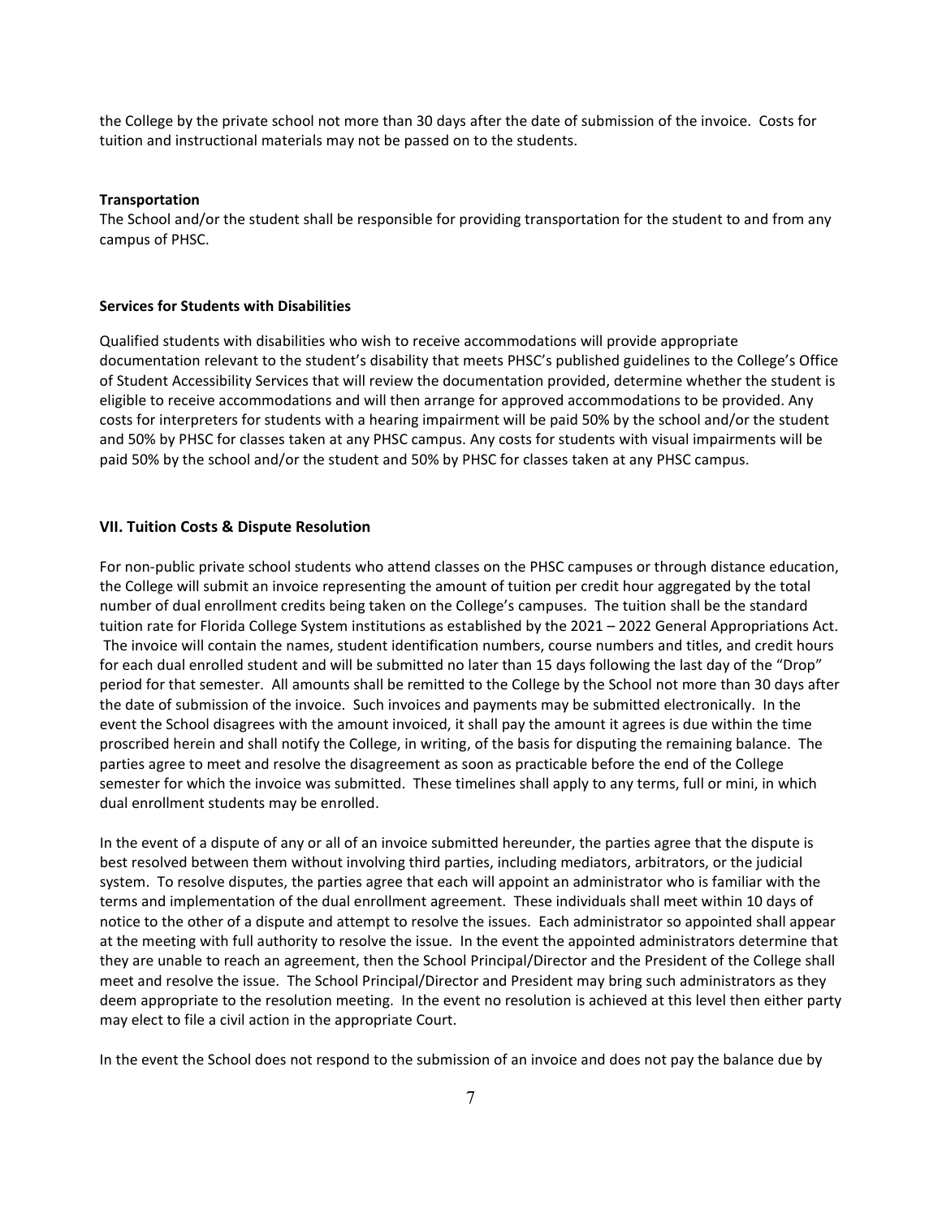the College by the private school not more than 30 days after the date of submission of the invoice. Costs for tuition and instructional materials may not be passed on to the students.

**Transportation**

The School and/or the student shall be responsible for providing transportation for the student to and from any campus of PHSC.

**Services for Students with Disabilities**

Qualified students with disabilities who wish to receive accommodations will provide appropriate documentation relevant to the student's disability that meets PHSC's published guidelines to the College's Office of Student Accessibility Services that will review the documentation provided, determine whether the student is eligible to receive accommodations and will then arrange for approved accommodations to be provided. Any costs for interpreters for students with a hearing impairment will be paid 50% by the school and/or the student and 50% by PHSC for classes taken at any PHSC campus. Any costs for students with visual impairments will be paid 50% by the school and/or the student and 50% by PHSC for classes taken at any PHSC campus.

## VII. Tuition Costs & Dispute Resolution

For non-public private school students who attend classes on the PHSC campuses or through distance education, the College will submit an invoice representing the amount of tuition per credit hour aggregated by the total number of dual enrollment credits being taken on the College's campuses. The tuition shall be the standard tuition rate for Florida College System institutions as established by the 2021 – 2022 General Appropriations Act. The invoice will contain the names, student identification numbers, course numbers and titles, and credit hours for each dual enrolled student and will be submitted no later than 15 days following the last day of the "Drop" period for that semester. All amounts shall be remitted to the College by the School not more than 30 days after the date of submission of the invoice. Such invoices and payments may be submitted electronically. In the event the School disagrees with the amount invoiced, it shall pay the amount it agrees is due within the time proscribed herein and shall notify the College, in writing, of the basis for disputing the remaining balance. The parties agree to meet and resolve the disagreement as soon as practicable before the end of the College semester for which the invoice was submitted. These timelines shall apply to any terms, full or mini, in which dual enrollment students may be enrolled.

In the event of a dispute of any or all of an invoice submitted hereunder, the parties agree that the dispute is best resolved between them without involving third parties, including mediators, arbitrators, or the judicial system. To resolve disputes, the parties agree that each will appoint an administrator who is familiar with the terms and implementation of the dual enrollment agreement. These individuals shall meet within 10 days of notice to the other of a dispute and attempt to resolve the issues. Each administrator so appointed shall appear at the meeting with full authority to resolve the issue. In the event the appointed administrators determine that they are unable to reach an agreement, then the School Principal/Director and the President of the College shall meet and resolve the issue. The School Principal/Director and President may bring such administrators as they deem appropriate to the resolution meeting. In the event no resolution is achieved at this level then either party may elect to file a civil action in the appropriate Court.

In the event the School does not respond to the submission of an invoice and does not pay the balance due by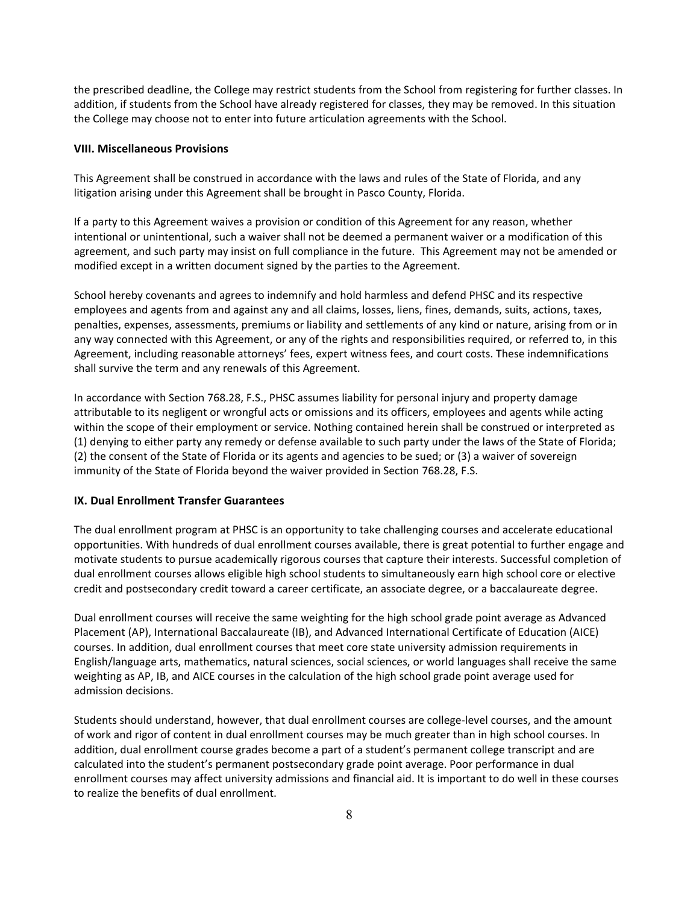the prescribed deadline, the College may restrict students from the School from registering for further classes. In addition, if students from the School have already registered for classes, they may be removed. In this situation the College may choose not to enter into future articulation agreements with the School.

### VIII. Miscellaneous Provisions

This Agreement shall be construed in accordance with the laws and rules of the State of Florida, and any litigation arising under this Agreement shall be brought in Pasco County, Florida.

If a party to this Agreement waives a provision or condition of this Agreement for any reason, whether intentional or unintentional, such a waiver shall not be deemed a permanent waiver or a modification of this agreement, and such party may insist on full compliance in the future. This Agreement may not be amended or modified except in a written document signed by the parties to the Agreement.

School hereby covenants and agrees to indemnify and hold harmless and defend PHSC and its respective employees and agents from and against any and all claims, losses, liens, fines, demands, suits, actions, taxes, penalties, expenses, assessments, premiums or liability and settlements of any kind or nature, arising from or in any way connected with this Agreement, or any of the rights and responsibilities required, or referred to, in this Agreement, including reasonable attorneys' fees, expert witness fees, and court costs. These indemnifications shall survive the term and any renewals of this Agreement.

In accordance with Section 768.28, F.S., PHSC assumes liability for personal injury and property damage attributable to its negligent or wrongful acts or omissions and its officers, employees and agents while acting within the scope of their employment or service. Nothing contained herein shall be construed or interpreted as (1) denying to either party any remedy or defense available to such party under the laws of the State of Florida; (2) the consent of the State of Florida or its agents and agencies to be sued; or (3) a waiver of sovereign immunity of the State of Florida beyond the waiver provided in Section 768.28, F.S.

### IX. Dual Enrollment Transfer Guarantees

The dual enrollment program at PHSC is an opportunity to take challenging courses and accelerate educational opportunities. With hundreds of dual enrollment courses available, there is great potential to further engage and motivate students to pursue academically rigorous courses that capture their interests. Successful completion of dual enrollment courses allows eligible high school students to simultaneously earn high school core or elective credit and postsecondary credit toward a career certificate, an associate degree, or a baccalaureate degree.

Dual enrollment courses will receive the same weighting for the high school grade point average as Advanced Placement (AP), International Baccalaureate (IB), and Advanced International Certificate of Education (AICE) courses. In addition, dual enrollment courses that meet core state university admission requirements in English/language arts, mathematics, natural sciences, social sciences, or world languages shall receive the same weighting as AP, IB, and AICE courses in the calculation of the high school grade point average used for admission decisions.

Students should understand, however, that dual enrollment courses are college-level courses, and the amount of work and rigor of content in dual enrollment courses may be much greater than in high school courses. In addition, dual enrollment course grades become a part of a student's permanent college transcript and are calculated into the student's permanent postsecondary grade point average. Poor performance in dual enrollment courses may affect university admissions and financial aid. It is important to do well in these courses to realize the benefits of dual enrollment.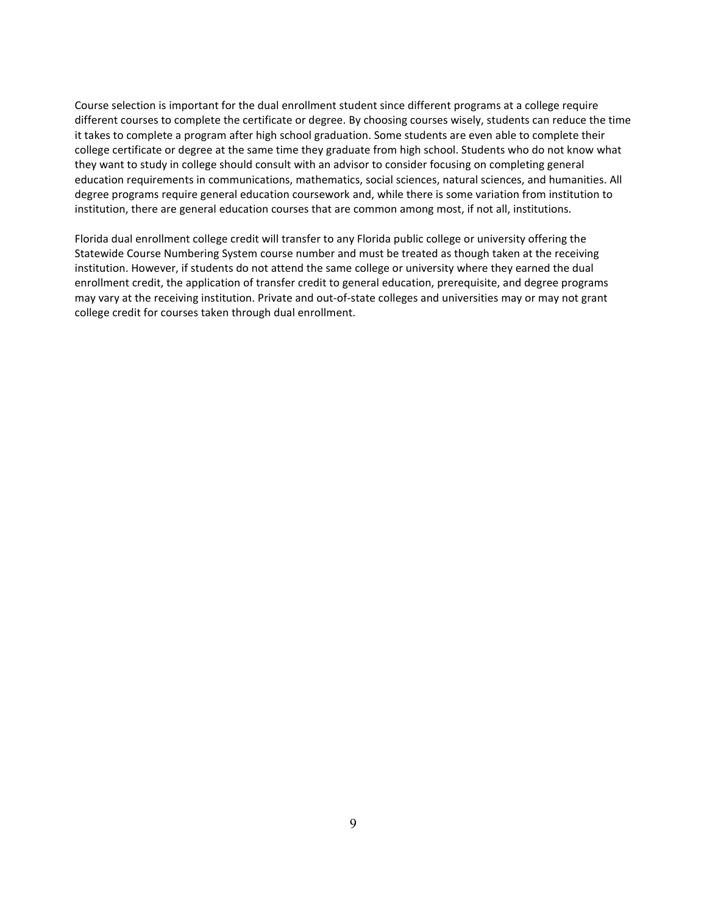Course selection is important for the dual enrollment student since different programs at a college require different courses to complete the certificate or degree. By choosing courses wisely, students can reduce the time it takes to complete a program after high school graduation. Some students are even able to complete their college certificate or degree at the same time they graduate from high school. Students who do not know what they want to study in college should consult with an advisor to consider focusing on completing general education requirements in communications, mathematics, social sciences, natural sciences, and humanities. All degree programs require general education coursework and, while there is some variation from institution to institution, there are general education courses that are common among most, if not all, institutions.

Florida dual enrollment college credit will transfer to any Florida public college or university offering the Statewide Course Numbering System course number and must be treated as though taken at the receiving institution. However, if students do not attend the same college or university where they earned the dual enrollment credit, the application of transfer credit to general education, prerequisite, and degree programs may vary at the receiving institution. Private and out-of-state colleges and universities may or may not grant college credit for courses taken through dual enrollment.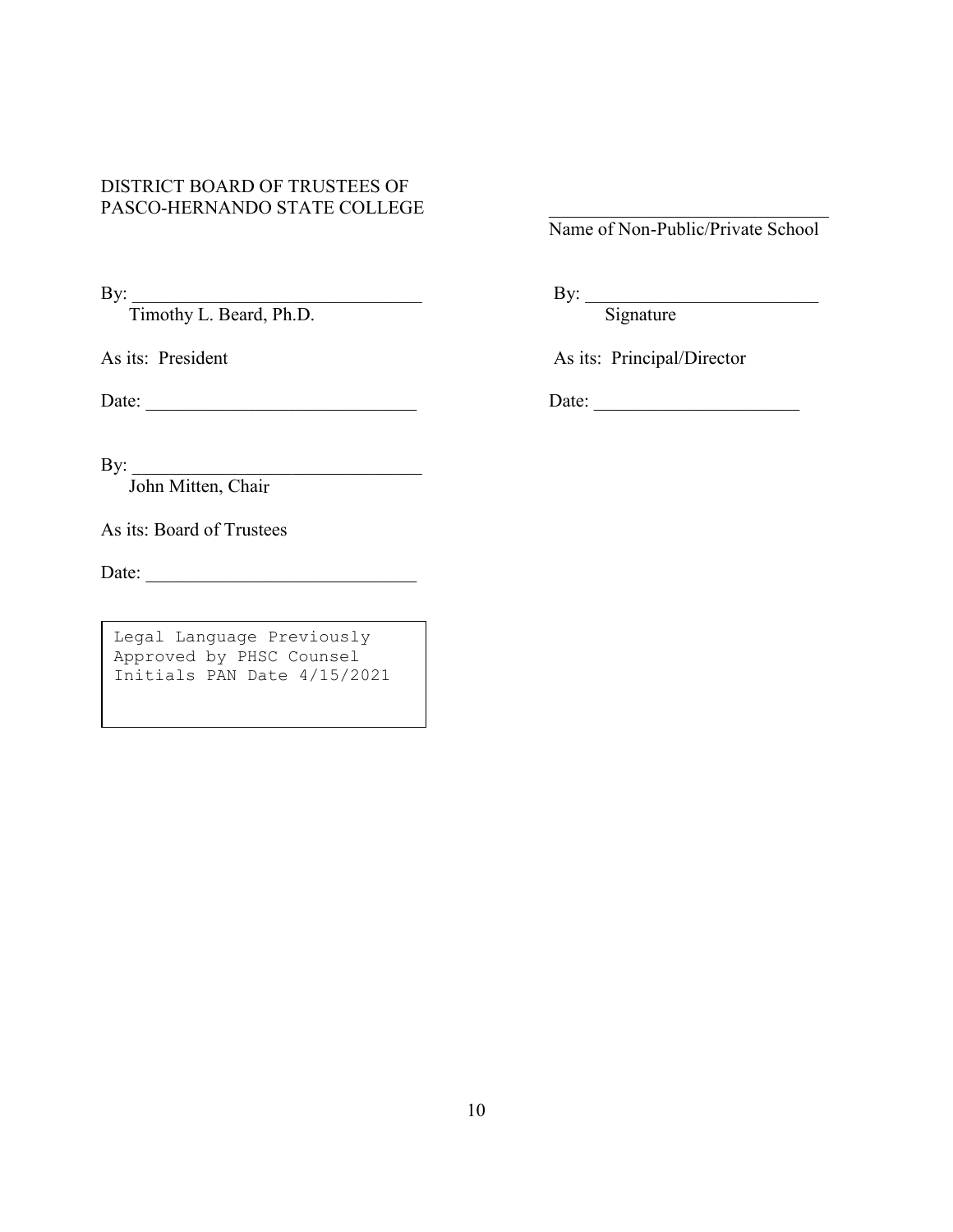DISTRICT BOARD OF TRUSTEES OF
PASCO-HERNANDO STATE COLLEGE

By: ________________________________
Timothy L. Beard, Ph.D.

As its: President

Date: ______________________________

By: ________________________________
John Mitten, Chair

As its: Board of Trustees

Date: ______________________________

```
Legal Language Previously
Approved by PHSC Counsel
Initials PAN Date 4/15/2021
```

________________________________
Name of Non-Public/Private School

By: __________________________
Signature

As its: Principal/Director

Date: ______________________